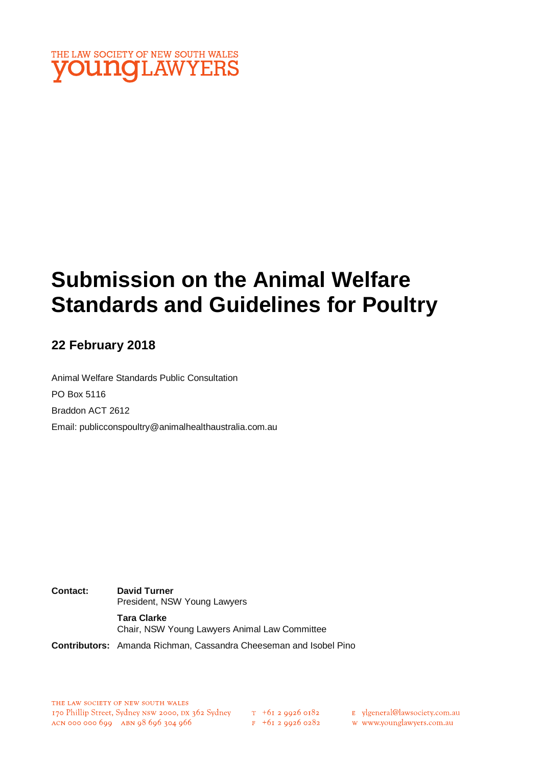THE LAW SOCIETY OF NEW SOUTH WALES
**young**LAWYERS

# Submission on the Animal Welfare Standards and Guidelines for Poultry

## 22 February 2018

Animal Welfare Standards Public Consultation

PO Box 5116

Braddon ACT 2612

Email: publicconspoultry@animalhealthaustralia.com.au

**Contact:** **David Turner**
President, NSW Young Lawyers

**Tara Clarke**
Chair, NSW Young Lawyers Animal Law Committee

**Contributors:** Amanda Richman, Cassandra Cheeseman and Isobel Pino

THE LAW SOCIETY OF NEW SOUTH WALES
170 Phillip Street, Sydney NSW 2000, DX 362 Sydney
ACN 000 000 699 ABN 98 696 304 966

T +61 2 9926 0182
F +61 2 9926 0282

E ylgeneral@lawsociety.com.au
W www.younglawyers.com.au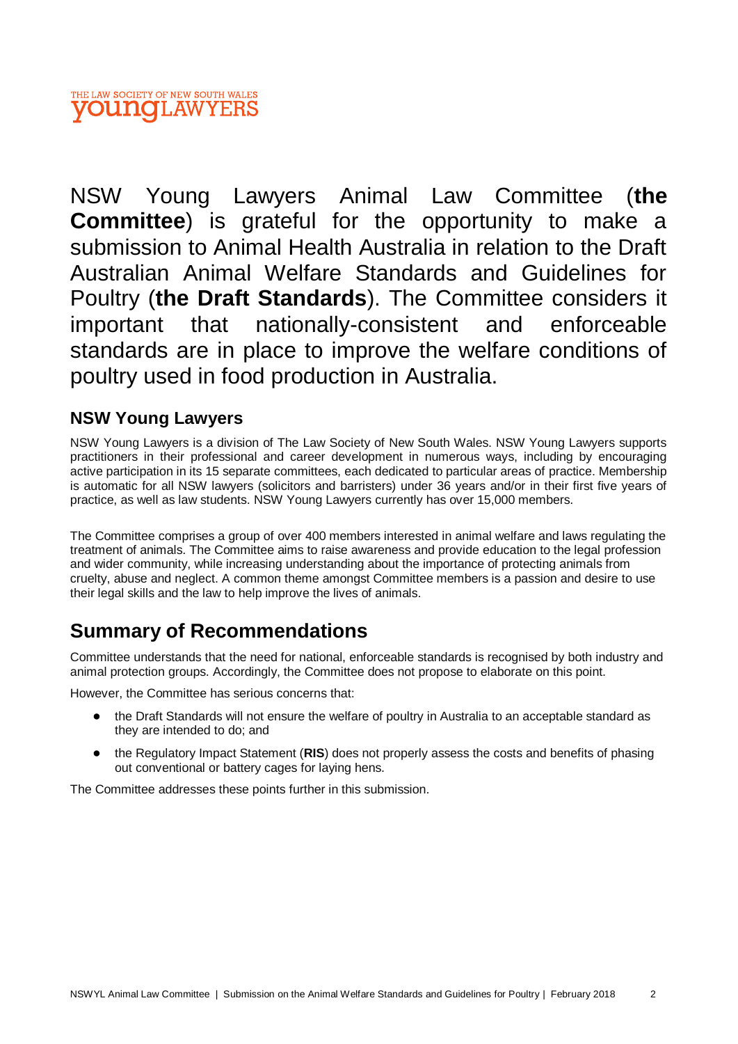NSW Young Lawyers Animal Law Committee (**the Committee**) is grateful for the opportunity to make a submission to Animal Health Australia in relation to the Draft Australian Animal Welfare Standards and Guidelines for Poultry (**the Draft Standards**). The Committee considers it important that nationally-consistent and enforceable standards are in place to improve the welfare conditions of poultry used in food production in Australia.

### NSW Young Lawyers

NSW Young Lawyers is a division of The Law Society of New South Wales. NSW Young Lawyers supports practitioners in their professional and career development in numerous ways, including by encouraging active participation in its 15 separate committees, each dedicated to particular areas of practice. Membership is automatic for all NSW lawyers (solicitors and barristers) under 36 years and/or in their first five years of practice, as well as law students. NSW Young Lawyers currently has over 15,000 members.

The Committee comprises a group of over 400 members interested in animal welfare and laws regulating the treatment of animals. The Committee aims to raise awareness and provide education to the legal profession and wider community, while increasing understanding about the importance of protecting animals from cruelty, abuse and neglect. A common theme amongst Committee members is a passion and desire to use their legal skills and the law to help improve the lives of animals.

## Summary of Recommendations

Committee understands that the need for national, enforceable standards is recognised by both industry and animal protection groups. Accordingly, the Committee does not propose to elaborate on this point.

However, the Committee has serious concerns that:

- the Draft Standards will not ensure the welfare of poultry in Australia to an acceptable standard as they are intended to do; and
- the Regulatory Impact Statement (**RIS**) does not properly assess the costs and benefits of phasing out conventional or battery cages for laying hens.

The Committee addresses these points further in this submission.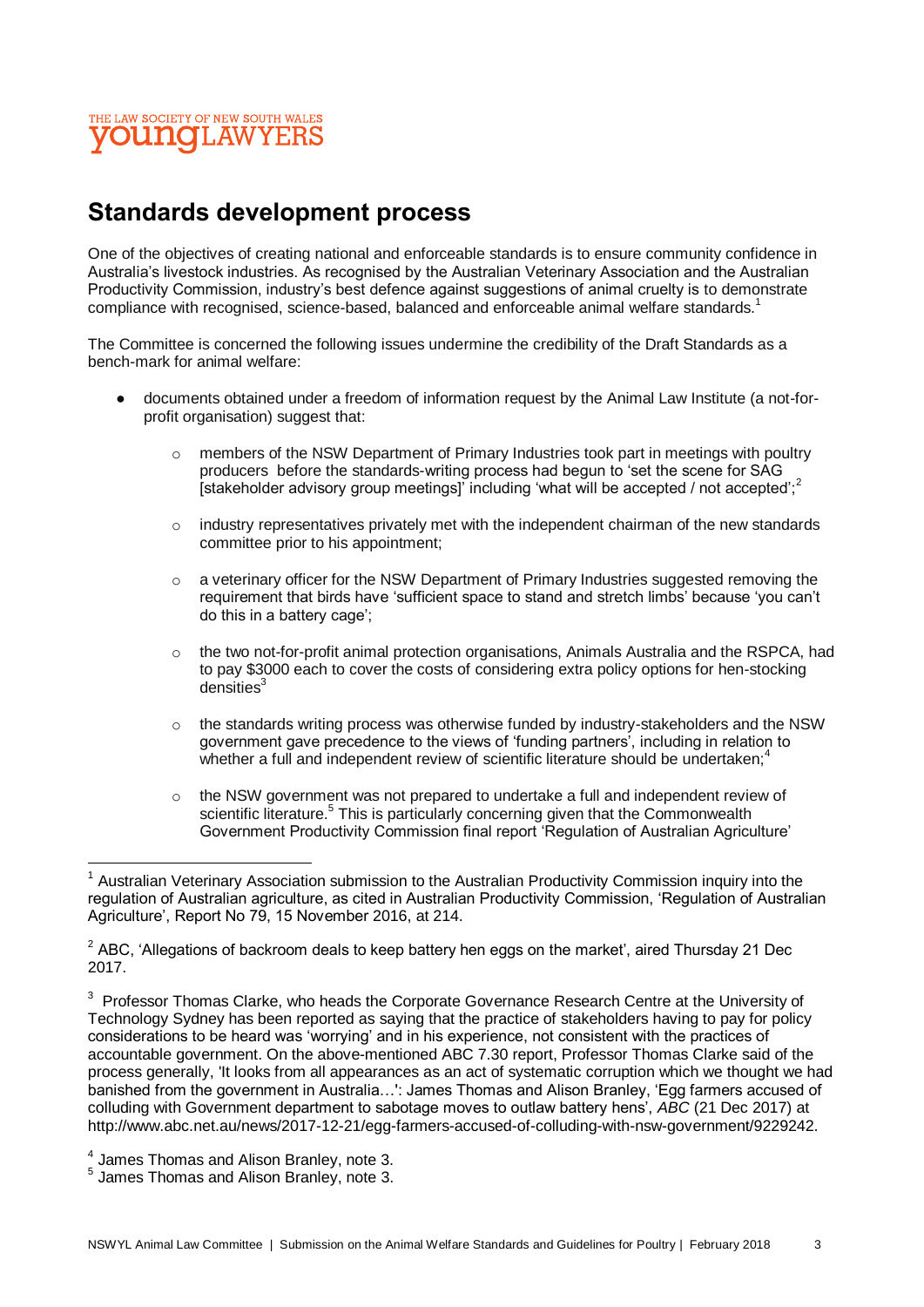## Standards development process

One of the objectives of creating national and enforceable standards is to ensure community confidence in Australia's livestock industries. As recognised by the Australian Veterinary Association and the Australian Productivity Commission, industry's best defence against suggestions of animal cruelty is to demonstrate compliance with recognised, science-based, balanced and enforceable animal welfare standards.[1]

The Committee is concerned the following issues undermine the credibility of the Draft Standards as a bench-mark for animal welfare:

- documents obtained under a freedom of information request by the Animal Law Institute (a not-for-profit organisation) suggest that:
  - members of the NSW Department of Primary Industries took part in meetings with poultry producers before the standards-writing process had begun to 'set the scene for SAG [stakeholder advisory group meetings]' including 'what will be accepted / not accepted';[2]
  - industry representatives privately met with the independent chairman of the new standards committee prior to his appointment;
  - a veterinary officer for the NSW Department of Primary Industries suggested removing the requirement that birds have 'sufficient space to stand and stretch limbs' because 'you can't do this in a battery cage';
  - the two not-for-profit animal protection organisations, Animals Australia and the RSPCA, had to pay $3000 each to cover the costs of considering extra policy options for hen-stocking densities[3]
  - the standards writing process was otherwise funded by industry-stakeholders and the NSW government gave precedence to the views of 'funding partners', including in relation to whether a full and independent review of scientific literature should be undertaken;[4]
  - the NSW government was not prepared to undertake a full and independent review of scientific literature.[5] This is particularly concerning given that the Commonwealth Government Productivity Commission final report 'Regulation of Australian Agriculture'

---

[1] Australian Veterinary Association submission to the Australian Productivity Commission inquiry into the regulation of Australian agriculture, as cited in Australian Productivity Commission, 'Regulation of Australian Agriculture', Report No 79, 15 November 2016, at 214.

[2] ABC, 'Allegations of backroom deals to keep battery hen eggs on the market', aired Thursday 21 Dec 2017.

[3] Professor Thomas Clarke, who heads the Corporate Governance Research Centre at the University of Technology Sydney has been reported as saying that the practice of stakeholders having to pay for policy considerations to be heard was 'worrying' and in his experience, not consistent with the practices of accountable government. On the above-mentioned ABC 7.30 report, Professor Thomas Clarke said of the process generally, 'It looks from all appearances as an act of systematic corruption which we thought we had banished from the government in Australia…': James Thomas and Alison Branley, 'Egg farmers accused of colluding with Government department to sabotage moves to outlaw battery hens', *ABC* (21 Dec 2017) at http://www.abc.net.au/news/2017-12-21/egg-farmers-accused-of-colluding-with-nsw-government/9229242.

[4] James Thomas and Alison Branley, note 3.

[5] James Thomas and Alison Branley, note 3.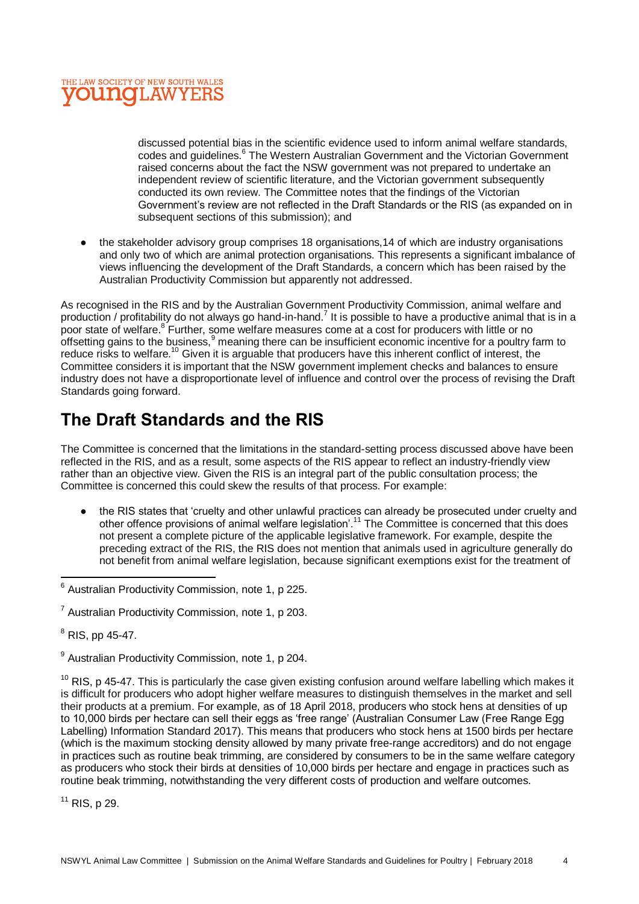discussed potential bias in the scientific evidence used to inform animal welfare standards, codes and guidelines.[6] The Western Australian Government and the Victorian Government raised concerns about the fact the NSW government was not prepared to undertake an independent review of scientific literature, and the Victorian government subsequently conducted its own review. The Committee notes that the findings of the Victorian Government's review are not reflected in the Draft Standards or the RIS (as expanded on in subsequent sections of this submission); and

- the stakeholder advisory group comprises 18 organisations,14 of which are industry organisations and only two of which are animal protection organisations. This represents a significant imbalance of views influencing the development of the Draft Standards, a concern which has been raised by the Australian Productivity Commission but apparently not addressed.

As recognised in the RIS and by the Australian Government Productivity Commission, animal welfare and production / profitability do not always go hand-in-hand.[7] It is possible to have a productive animal that is in a poor state of welfare.[8] Further, some welfare measures come at a cost for producers with little or no offsetting gains to the business,[9] meaning there can be insufficient economic incentive for a poultry farm to reduce risks to welfare.[10] Given it is arguable that producers have this inherent conflict of interest, the Committee considers it is important that the NSW government implement checks and balances to ensure industry does not have a disproportionate level of influence and control over the process of revising the Draft Standards going forward.

## The Draft Standards and the RIS

The Committee is concerned that the limitations in the standard-setting process discussed above have been reflected in the RIS, and as a result, some aspects of the RIS appear to reflect an industry-friendly view rather than an objective view. Given the RIS is an integral part of the public consultation process; the Committee is concerned this could skew the results of that process. For example:

- the RIS states that 'cruelty and other unlawful practices can already be prosecuted under cruelty and other offence provisions of animal welfare legislation'.[11] The Committee is concerned that this does not present a complete picture of the applicable legislative framework. For example, despite the preceding extract of the RIS, the RIS does not mention that animals used in agriculture generally do not benefit from animal welfare legislation, because significant exemptions exist for the treatment of

---

[6] Australian Productivity Commission, note 1, p 225.

[7] Australian Productivity Commission, note 1, p 203.

[8] RIS, pp 45-47.

[9] Australian Productivity Commission, note 1, p 204.

[10] RIS, p 45-47. This is particularly the case given existing confusion around welfare labelling which makes it is difficult for producers who adopt higher welfare measures to distinguish themselves in the market and sell their products at a premium. For example, as of 18 April 2018, producers who stock hens at densities of up to 10,000 birds per hectare can sell their eggs as 'free range' (Australian Consumer Law (Free Range Egg Labelling) Information Standard 2017). This means that producers who stock hens at 1500 birds per hectare (which is the maximum stocking density allowed by many private free-range accreditors) and do not engage in practices such as routine beak trimming, are considered by consumers to be in the same welfare category as producers who stock their birds at densities of 10,000 birds per hectare and engage in practices such as routine beak trimming, notwithstanding the very different costs of production and welfare outcomes.

[11] RIS, p 29.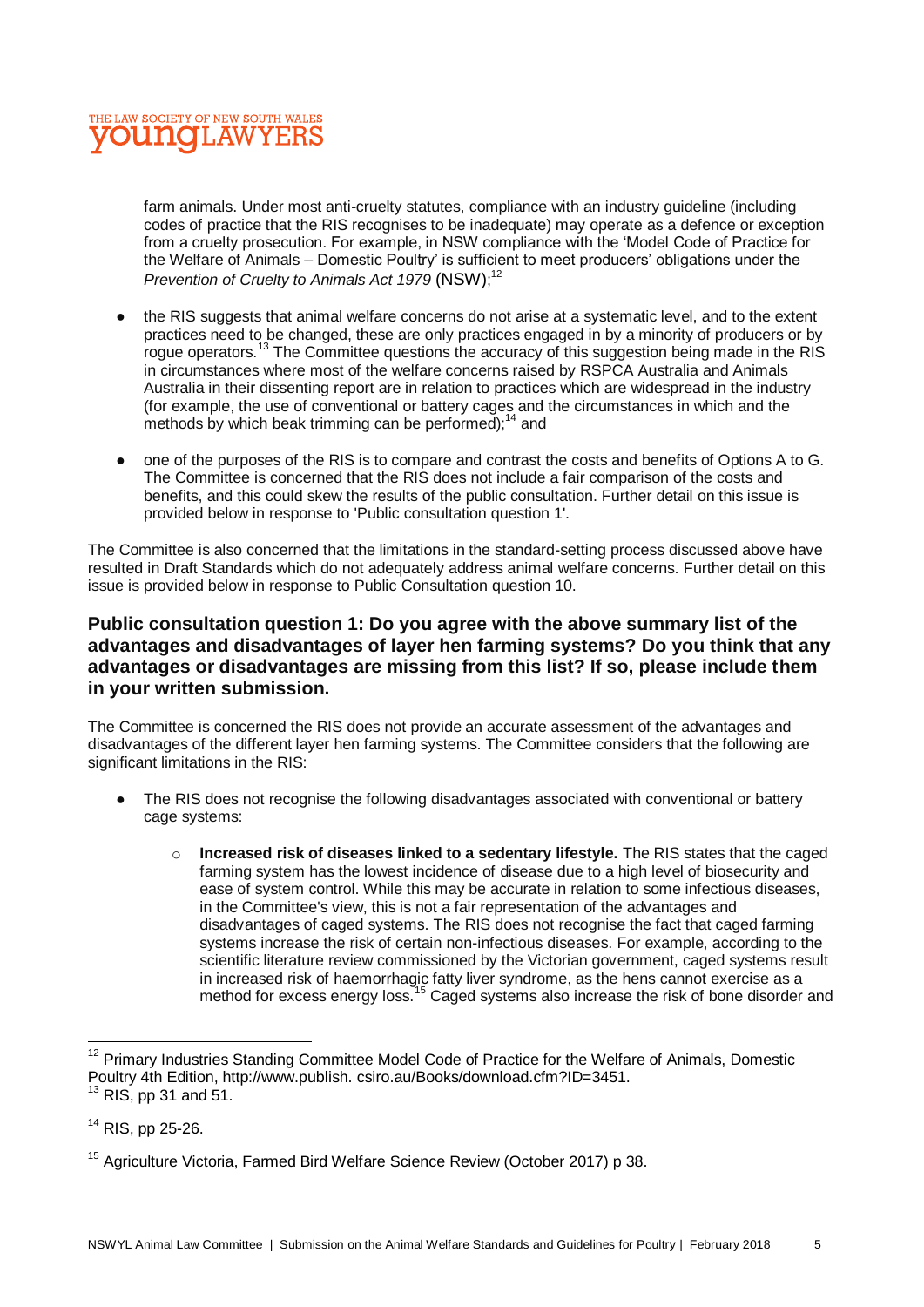farm animals. Under most anti-cruelty statutes, compliance with an industry guideline (including codes of practice that the RIS recognises to be inadequate) may operate as a defence or exception from a cruelty prosecution. For example, in NSW compliance with the 'Model Code of Practice for the Welfare of Animals – Domestic Poultry' is sufficient to meet producers' obligations under the *Prevention of Cruelty to Animals Act 1979* (NSW);[12]

- the RIS suggests that animal welfare concerns do not arise at a systematic level, and to the extent practices need to be changed, these are only practices engaged in by a minority of producers or by rogue operators.[13] The Committee questions the accuracy of this suggestion being made in the RIS in circumstances where most of the welfare concerns raised by RSPCA Australia and Animals Australia in their dissenting report are in relation to practices which are widespread in the industry (for example, the use of conventional or battery cages and the circumstances in which and the methods by which beak trimming can be performed);[14] and

- one of the purposes of the RIS is to compare and contrast the costs and benefits of Options A to G. The Committee is concerned that the RIS does not include a fair comparison of the costs and benefits, and this could skew the results of the public consultation. Further detail on this issue is provided below in response to 'Public consultation question 1'.

The Committee is also concerned that the limitations in the standard-setting process discussed above have resulted in Draft Standards which do not adequately address animal welfare concerns. Further detail on this issue is provided below in response to Public Consultation question 10.

### Public consultation question 1: Do you agree with the above summary list of the advantages and disadvantages of layer hen farming systems? Do you think that any advantages or disadvantages are missing from this list? If so, please include them in your written submission.

The Committee is concerned the RIS does not provide an accurate assessment of the advantages and disadvantages of the different layer hen farming systems. The Committee considers that the following are significant limitations in the RIS:

- The RIS does not recognise the following disadvantages associated with conventional or battery cage systems:
  - **Increased risk of diseases linked to a sedentary lifestyle.** The RIS states that the caged farming system has the lowest incidence of disease due to a high level of biosecurity and ease of system control. While this may be accurate in relation to some infectious diseases, in the Committee's view, this is not a fair representation of the advantages and disadvantages of caged systems. The RIS does not recognise the fact that caged farming systems increase the risk of certain non-infectious diseases. For example, according to the scientific literature review commissioned by the Victorian government, caged systems result in increased risk of haemorrhagic fatty liver syndrome, as the hens cannot exercise as a method for excess energy loss.[15] Caged systems also increase the risk of bone disorder and

---

[12] Primary Industries Standing Committee Model Code of Practice for the Welfare of Animals, Domestic Poultry 4th Edition, http://www.publish. csiro.au/Books/download.cfm?ID=3451.

[13] RIS, pp 31 and 51.

[14] RIS, pp 25-26.

[15] Agriculture Victoria, Farmed Bird Welfare Science Review (October 2017) p 38.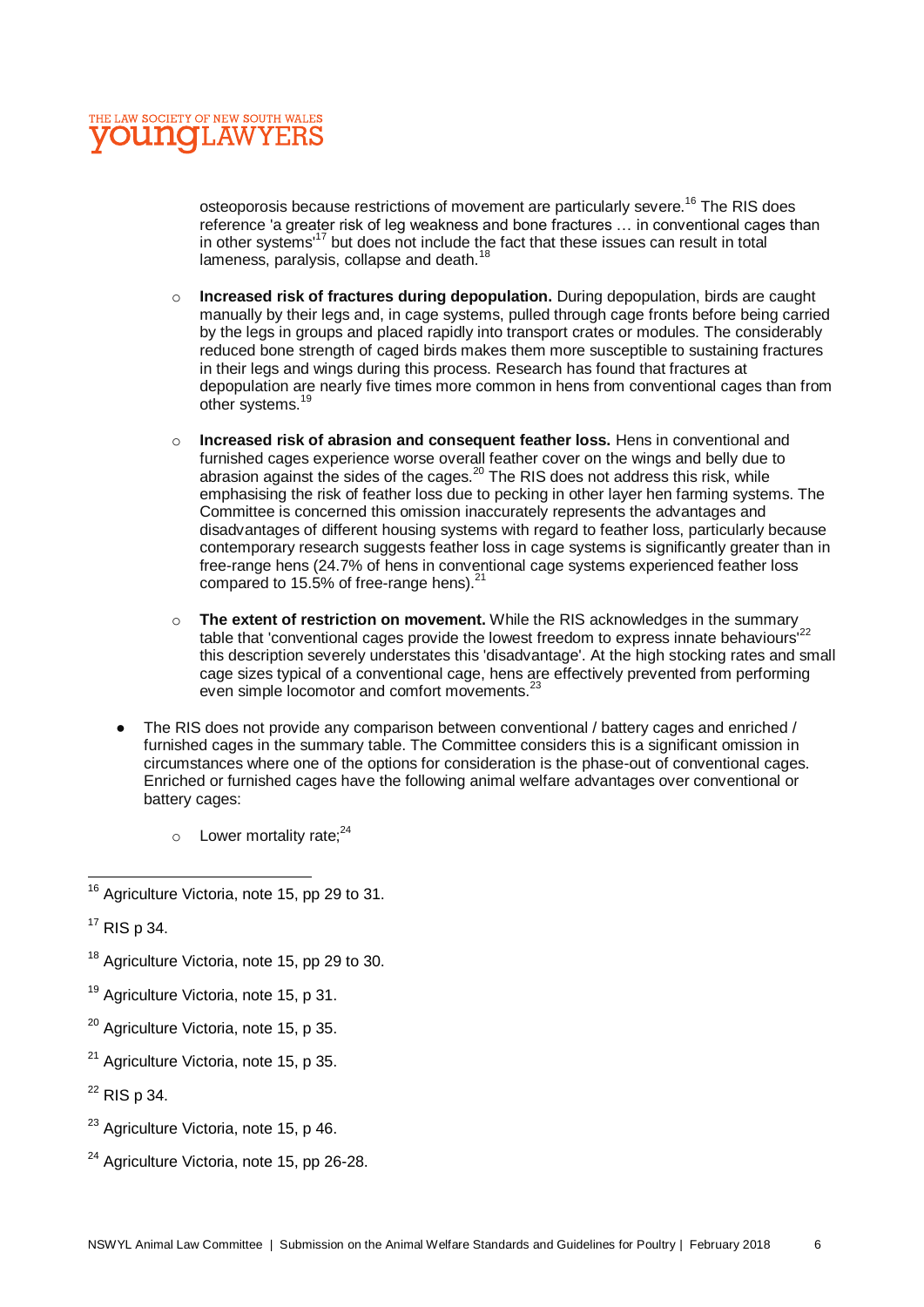osteoporosis because restrictions of movement are particularly severe.[16] The RIS does reference 'a greater risk of leg weakness and bone fractures … in conventional cages than in other systems'[17] but does not include the fact that these issues can result in total lameness, paralysis, collapse and death.[18]

  - **Increased risk of fractures during depopulation.** During depopulation, birds are caught manually by their legs and, in cage systems, pulled through cage fronts before being carried by the legs in groups and placed rapidly into transport crates or modules. The considerably reduced bone strength of caged birds makes them more susceptible to sustaining fractures in their legs and wings during this process. Research has found that fractures at depopulation are nearly five times more common in hens from conventional cages than from other systems.[19]

  - **Increased risk of abrasion and consequent feather loss.** Hens in conventional and furnished cages experience worse overall feather cover on the wings and belly due to abrasion against the sides of the cages.[20] The RIS does not address this risk, while emphasising the risk of feather loss due to pecking in other layer hen farming systems. The Committee is concerned this omission inaccurately represents the advantages and disadvantages of different housing systems with regard to feather loss, particularly because contemporary research suggests feather loss in cage systems is significantly greater than in free-range hens (24.7% of hens in conventional cage systems experienced feather loss compared to 15.5% of free-range hens).[21]

  - **The extent of restriction on movement.** While the RIS acknowledges in the summary table that 'conventional cages provide the lowest freedom to express innate behaviours'[22] this description severely understates this 'disadvantage'. At the high stocking rates and small cage sizes typical of a conventional cage, hens are effectively prevented from performing even simple locomotor and comfort movements.[23]

- The RIS does not provide any comparison between conventional / battery cages and enriched / furnished cages in the summary table. The Committee considers this is a significant omission in circumstances where one of the options for consideration is the phase-out of conventional cages. Enriched or furnished cages have the following animal welfare advantages over conventional or battery cages:

  - Lower mortality rate;[24]

---

[16] Agriculture Victoria, note 15, pp 29 to 31.

[17] RIS p 34.

[18] Agriculture Victoria, note 15, pp 29 to 30.

[19] Agriculture Victoria, note 15, p 31.

[20] Agriculture Victoria, note 15, p 35.

[21] Agriculture Victoria, note 15, p 35.

[22] RIS p 34.

[23] Agriculture Victoria, note 15, p 46.

[24] Agriculture Victoria, note 15, pp 26-28.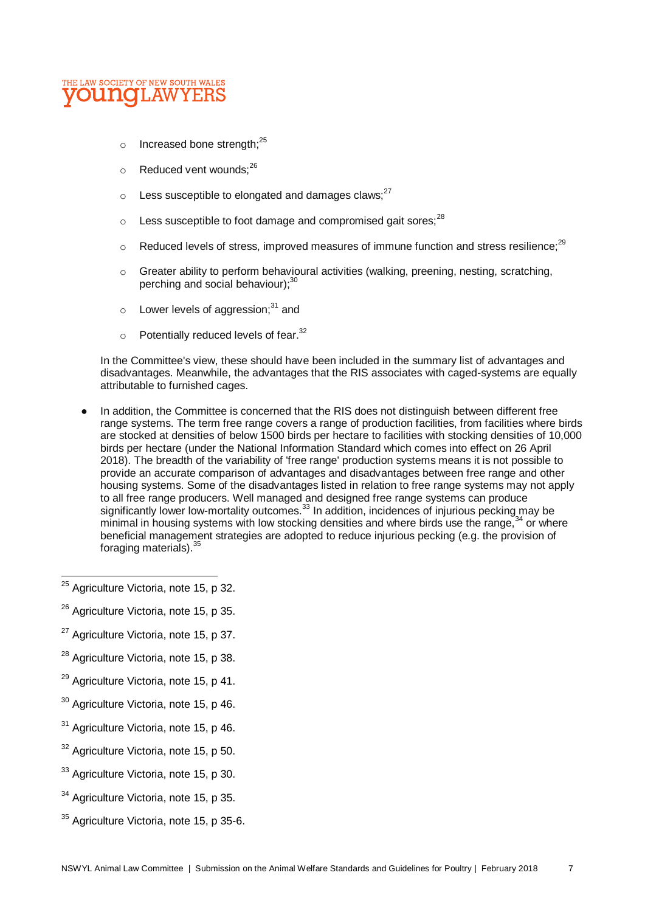- Increased bone strength;[25]
- Reduced vent wounds;[26]
- Less susceptible to elongated and damages claws;[27]
- Less susceptible to foot damage and compromised gait sores;[28]
- Reduced levels of stress, improved measures of immune function and stress resilience;[29]
- Greater ability to perform behavioural activities (walking, preening, nesting, scratching, perching and social behaviour);[30]
- Lower levels of aggression;[31] and
- Potentially reduced levels of fear.[32]

In the Committee's view, these should have been included in the summary list of advantages and disadvantages. Meanwhile, the advantages that the RIS associates with caged-systems are equally attributable to furnished cages.

- In addition, the Committee is concerned that the RIS does not distinguish between different free range systems. The term free range covers a range of production facilities, from facilities where birds are stocked at densities of below 1500 birds per hectare to facilities with stocking densities of 10,000 birds per hectare (under the National Information Standard which comes into effect on 26 April 2018). The breadth of the variability of 'free range' production systems means it is not possible to provide an accurate comparison of advantages and disadvantages between free range and other housing systems. Some of the disadvantages listed in relation to free range systems may not apply to all free range producers. Well managed and designed free range systems can produce significantly lower low-mortality outcomes.[33] In addition, incidences of injurious pecking may be minimal in housing systems with low stocking densities and where birds use the range,[34] or where beneficial management strategies are adopted to reduce injurious pecking (e.g. the provision of foraging materials).[35]

---

[25] Agriculture Victoria, note 15, p 32.

[26] Agriculture Victoria, note 15, p 35.

[27] Agriculture Victoria, note 15, p 37.

[28] Agriculture Victoria, note 15, p 38.

[29] Agriculture Victoria, note 15, p 41.

[30] Agriculture Victoria, note 15, p 46.

[31] Agriculture Victoria, note 15, p 46.

[32] Agriculture Victoria, note 15, p 50.

[33] Agriculture Victoria, note 15, p 30.

[34] Agriculture Victoria, note 15, p 35.

[35] Agriculture Victoria, note 15, p 35-6.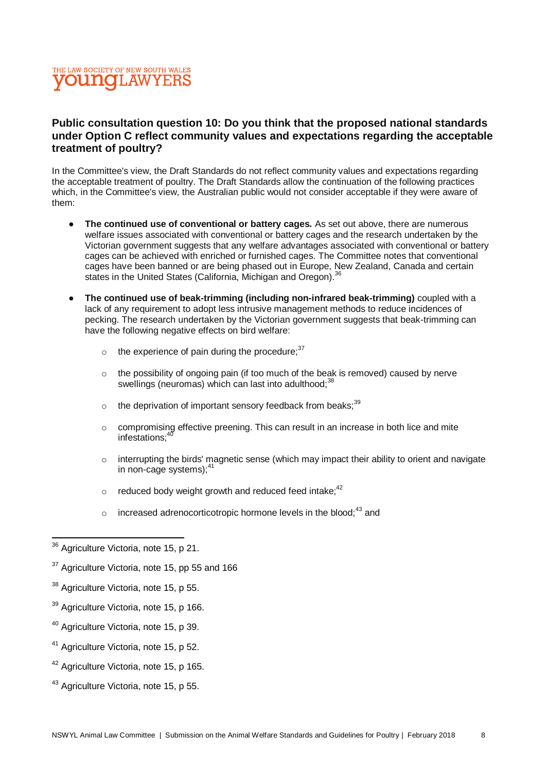## Public consultation question 10: Do you think that the proposed national standards under Option C reflect community values and expectations regarding the acceptable treatment of poultry?

In the Committee's view, the Draft Standards do not reflect community values and expectations regarding the acceptable treatment of poultry. The Draft Standards allow the continuation of the following practices which, in the Committee's view, the Australian public would not consider acceptable if they were aware of them:

- **The continued use of conventional or battery cages.** As set out above, there are numerous welfare issues associated with conventional or battery cages and the research undertaken by the Victorian government suggests that any welfare advantages associated with conventional or battery cages can be achieved with enriched or furnished cages. The Committee notes that conventional cages have been banned or are being phased out in Europe, New Zealand, Canada and certain states in the United States (California, Michigan and Oregon).[36]
- **The continued use of beak-trimming (including non-infrared beak-trimming)** coupled with a lack of any requirement to adopt less intrusive management methods to reduce incidences of pecking. The research undertaken by the Victorian government suggests that beak-trimming can have the following negative effects on bird welfare:
  - the experience of pain during the procedure;[37]
  - the possibility of ongoing pain (if too much of the beak is removed) caused by nerve swellings (neuromas) which can last into adulthood;[38]
  - the deprivation of important sensory feedback from beaks;[39]
  - compromising effective preening. This can result in an increase in both lice and mite infestations;[40]
  - interrupting the birds' magnetic sense (which may impact their ability to orient and navigate in non-cage systems);[41]
  - reduced body weight growth and reduced feed intake;[42]
  - increased adrenocorticotropic hormone levels in the blood;[43] and

---

[36] Agriculture Victoria, note 15, p 21.

[37] Agriculture Victoria, note 15, pp 55 and 166

[38] Agriculture Victoria, note 15, p 55.

[39] Agriculture Victoria, note 15, p 166.

[40] Agriculture Victoria, note 15, p 39.

[41] Agriculture Victoria, note 15, p 52.

[42] Agriculture Victoria, note 15, p 165.

[43] Agriculture Victoria, note 15, p 55.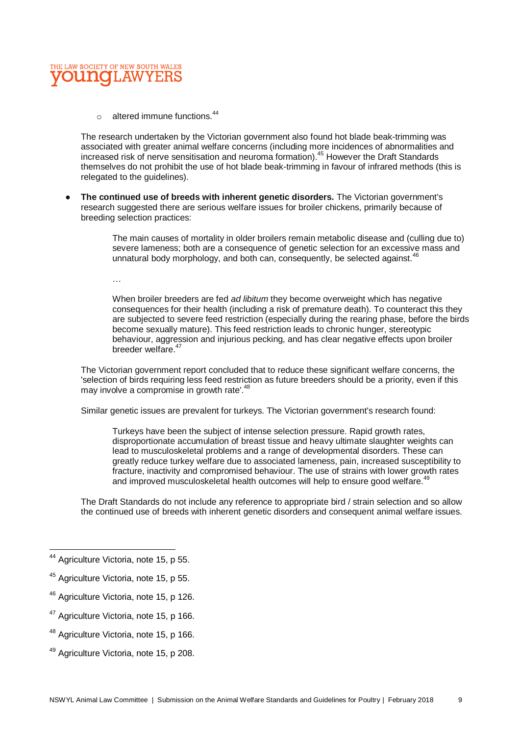- altered immune functions.[44]

  The research undertaken by the Victorian government also found hot blade beak-trimming was associated with greater animal welfare concerns (including more incidences of abnormalities and increased risk of nerve sensitisation and neuroma formation).[45] However the Draft Standards themselves do not prohibit the use of hot blade beak-trimming in favour of infrared methods (this is relegated to the guidelines).

- **The continued use of breeds with inherent genetic disorders.** The Victorian government's research suggested there are serious welfare issues for broiler chickens, primarily because of breeding selection practices:

  > The main causes of mortality in older broilers remain metabolic disease and (culling due to) severe lameness; both are a consequence of genetic selection for an excessive mass and unnatural body morphology, and both can, consequently, be selected against.[46]
  >
  > …
  >
  > When broiler breeders are fed *ad libitum* they become overweight which has negative consequences for their health (including a risk of premature death). To counteract this they are subjected to severe feed restriction (especially during the rearing phase, before the birds become sexually mature). This feed restriction leads to chronic hunger, stereotypic behaviour, aggression and injurious pecking, and has clear negative effects upon broiler breeder welfare.[47]

  The Victorian government report concluded that to reduce these significant welfare concerns, the 'selection of birds requiring less feed restriction as future breeders should be a priority, even if this may involve a compromise in growth rate'.[48]

  Similar genetic issues are prevalent for turkeys. The Victorian government's research found:

  > Turkeys have been the subject of intense selection pressure. Rapid growth rates, disproportionate accumulation of breast tissue and heavy ultimate slaughter weights can lead to musculoskeletal problems and a range of developmental disorders. These can greatly reduce turkey welfare due to associated lameness, pain, increased susceptibility to fracture, inactivity and compromised behaviour. The use of strains with lower growth rates and improved musculoskeletal health outcomes will help to ensure good welfare.[49]

  The Draft Standards do not include any reference to appropriate bird / strain selection and so allow the continued use of breeds with inherent genetic disorders and consequent animal welfare issues.

---

[44] Agriculture Victoria, note 15, p 55.

[45] Agriculture Victoria, note 15, p 55.

[46] Agriculture Victoria, note 15, p 126.

[47] Agriculture Victoria, note 15, p 166.

[48] Agriculture Victoria, note 15, p 166.

[49] Agriculture Victoria, note 15, p 208.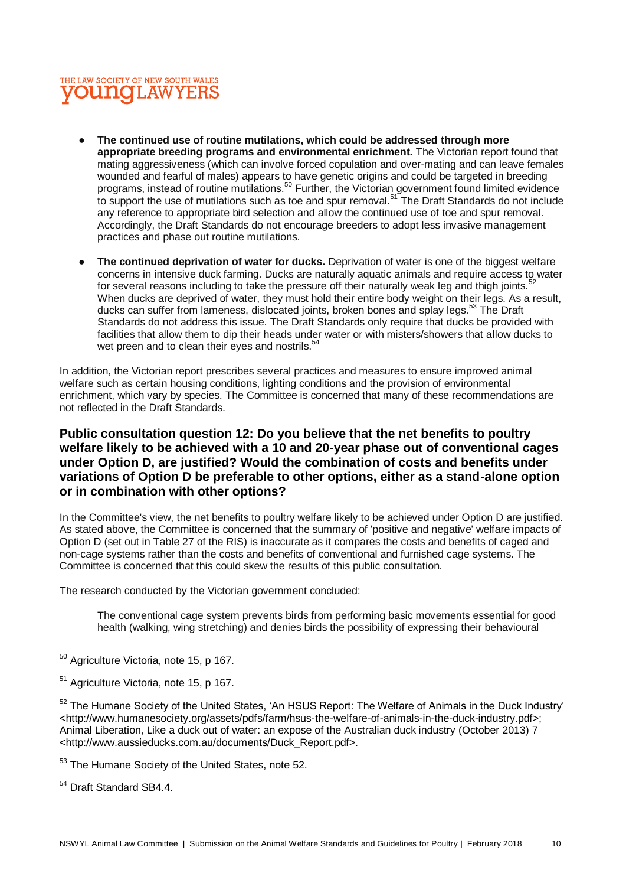- **The continued use of routine mutilations, which could be addressed through more appropriate breeding programs and environmental enrichment.** The Victorian report found that mating aggressiveness (which can involve forced copulation and over-mating and can leave females wounded and fearful of males) appears to have genetic origins and could be targeted in breeding programs, instead of routine mutilations.[50] Further, the Victorian government found limited evidence to support the use of mutilations such as toe and spur removal.[51] The Draft Standards do not include any reference to appropriate bird selection and allow the continued use of toe and spur removal. Accordingly, the Draft Standards do not encourage breeders to adopt less invasive management practices and phase out routine mutilations.

- **The continued deprivation of water for ducks.** Deprivation of water is one of the biggest welfare concerns in intensive duck farming. Ducks are naturally aquatic animals and require access to water for several reasons including to take the pressure off their naturally weak leg and thigh joints.[52] When ducks are deprived of water, they must hold their entire body weight on their legs. As a result, ducks can suffer from lameness, dislocated joints, broken bones and splay legs.[53] The Draft Standards do not address this issue. The Draft Standards only require that ducks be provided with facilities that allow them to dip their heads under water or with misters/showers that allow ducks to wet preen and to clean their eyes and nostrils.[54]

In addition, the Victorian report prescribes several practices and measures to ensure improved animal welfare such as certain housing conditions, lighting conditions and the provision of environmental enrichment, which vary by species. The Committee is concerned that many of these recommendations are not reflected in the Draft Standards.

### Public consultation question 12: Do you believe that the net benefits to poultry welfare likely to be achieved with a 10 and 20-year phase out of conventional cages under Option D, are justified? Would the combination of costs and benefits under variations of Option D be preferable to other options, either as a stand-alone option or in combination with other options?

In the Committee's view, the net benefits to poultry welfare likely to be achieved under Option D are justified. As stated above, the Committee is concerned that the summary of 'positive and negative' welfare impacts of Option D (set out in Table 27 of the RIS) is inaccurate as it compares the costs and benefits of caged and non-cage systems rather than the costs and benefits of conventional and furnished cage systems. The Committee is concerned that this could skew the results of this public consultation.

The research conducted by the Victorian government concluded:

> The conventional cage system prevents birds from performing basic movements essential for good health (walking, wing stretching) and denies birds the possibility of expressing their behavioural

---

[50] Agriculture Victoria, note 15, p 167.

[51] Agriculture Victoria, note 15, p 167.

[52] The Humane Society of the United States, 'An HSUS Report: The Welfare of Animals in the Duck Industry' <http://www.humanesociety.org/assets/pdfs/farm/hsus-the-welfare-of-animals-in-the-duck-industry.pdf>; Animal Liberation, Like a duck out of water: an expose of the Australian duck industry (October 2013) 7 <http://www.aussieducks.com.au/documents/Duck_Report.pdf>.

[53] The Humane Society of the United States, note 52.

[54] Draft Standard SB4.4.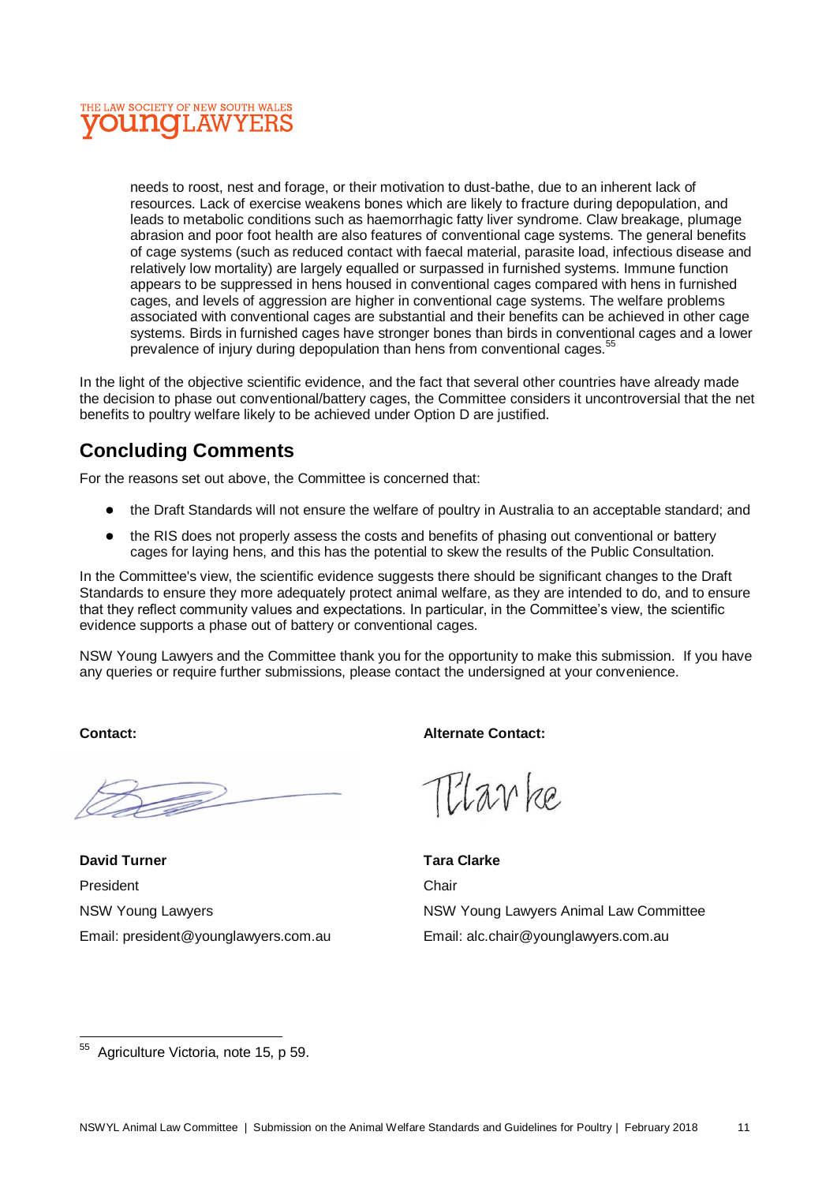> needs to roost, nest and forage, or their motivation to dust-bathe, due to an inherent lack of resources. Lack of exercise weakens bones which are likely to fracture during depopulation, and leads to metabolic conditions such as haemorrhagic fatty liver syndrome. Claw breakage, plumage abrasion and poor foot health are also features of conventional cage systems. The general benefits of cage systems (such as reduced contact with faecal material, parasite load, infectious disease and relatively low mortality) are largely equalled or surpassed in furnished systems. Immune function appears to be suppressed in hens housed in conventional cages compared with hens in furnished cages, and levels of aggression are higher in conventional cage systems. The welfare problems associated with conventional cages are substantial and their benefits can be achieved in other cage systems. Birds in furnished cages have stronger bones than birds in conventional cages and a lower prevalence of injury during depopulation than hens from conventional cages.[55]

In the light of the objective scientific evidence, and the fact that several other countries have already made the decision to phase out conventional/battery cages, the Committee considers it uncontroversial that the net benefits to poultry welfare likely to be achieved under Option D are justified.

## Concluding Comments

For the reasons set out above, the Committee is concerned that:

- the Draft Standards will not ensure the welfare of poultry in Australia to an acceptable standard; and
- the RIS does not properly assess the costs and benefits of phasing out conventional or battery cages for laying hens, and this has the potential to skew the results of the Public Consultation.

In the Committee's view, the scientific evidence suggests there should be significant changes to the Draft Standards to ensure they more adequately protect animal welfare, as they are intended to do, and to ensure that they reflect community values and expectations. In particular, in the Committee's view, the scientific evidence supports a phase out of battery or conventional cages.

NSW Young Lawyers and the Committee thank you for the opportunity to make this submission. If you have any queries or require further submissions, please contact the undersigned at your convenience.

**Contact:**

**David Turner**
President
NSW Young Lawyers
Email: president@younglawyers.com.au

**Alternate Contact:**

**Tara Clarke**
Chair
NSW Young Lawyers Animal Law Committee
Email: alc.chair@younglawyers.com.au

---

[55] Agriculture Victoria, note 15, p 59.